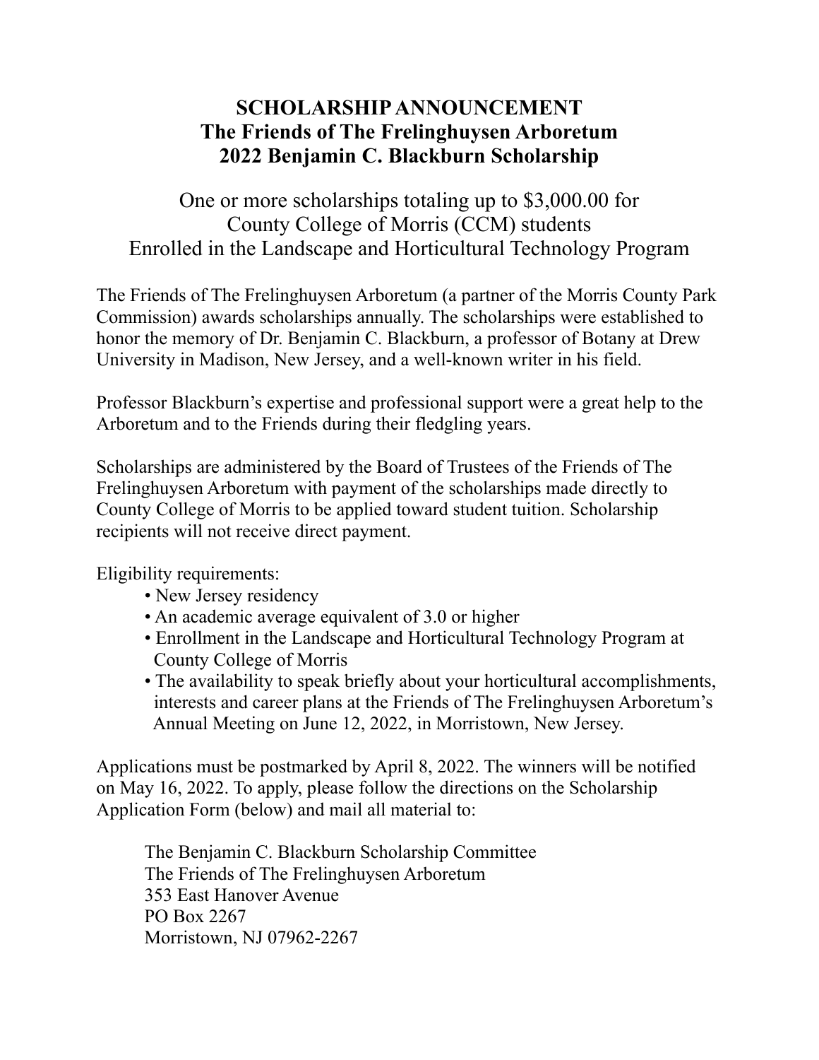# SCHOLARSHIP ANNOUNCEMENT
# The Friends of The Frelinghuysen Arboretum
# 2022 Benjamin C. Blackburn Scholarship

One or more scholarships totaling up to $3,000.00 for
County College of Morris (CCM) students
Enrolled in the Landscape and Horticultural Technology Program

The Friends of The Frelinghuysen Arboretum (a partner of the Morris County Park Commission) awards scholarships annually. The scholarships were established to honor the memory of Dr. Benjamin C. Blackburn, a professor of Botany at Drew University in Madison, New Jersey, and a well-known writer in his field.

Professor Blackburn's expertise and professional support were a great help to the Arboretum and to the Friends during their fledgling years.

Scholarships are administered by the Board of Trustees of the Friends of The Frelinghuysen Arboretum with payment of the scholarships made directly to County College of Morris to be applied toward student tuition. Scholarship recipients will not receive direct payment.

Eligibility requirements:

- New Jersey residency
- An academic average equivalent of 3.0 or higher
- Enrollment in the Landscape and Horticultural Technology Program at County College of Morris
- The availability to speak briefly about your horticultural accomplishments, interests and career plans at the Friends of The Frelinghuysen Arboretum's Annual Meeting on June 12, 2022, in Morristown, New Jersey.

Applications must be postmarked by April 8, 2022. The winners will be notified on May 16, 2022. To apply, please follow the directions on the Scholarship Application Form (below) and mail all material to:

The Benjamin C. Blackburn Scholarship Committee
The Friends of The Frelinghuysen Arboretum
353 East Hanover Avenue
PO Box 2267
Morristown, NJ 07962-2267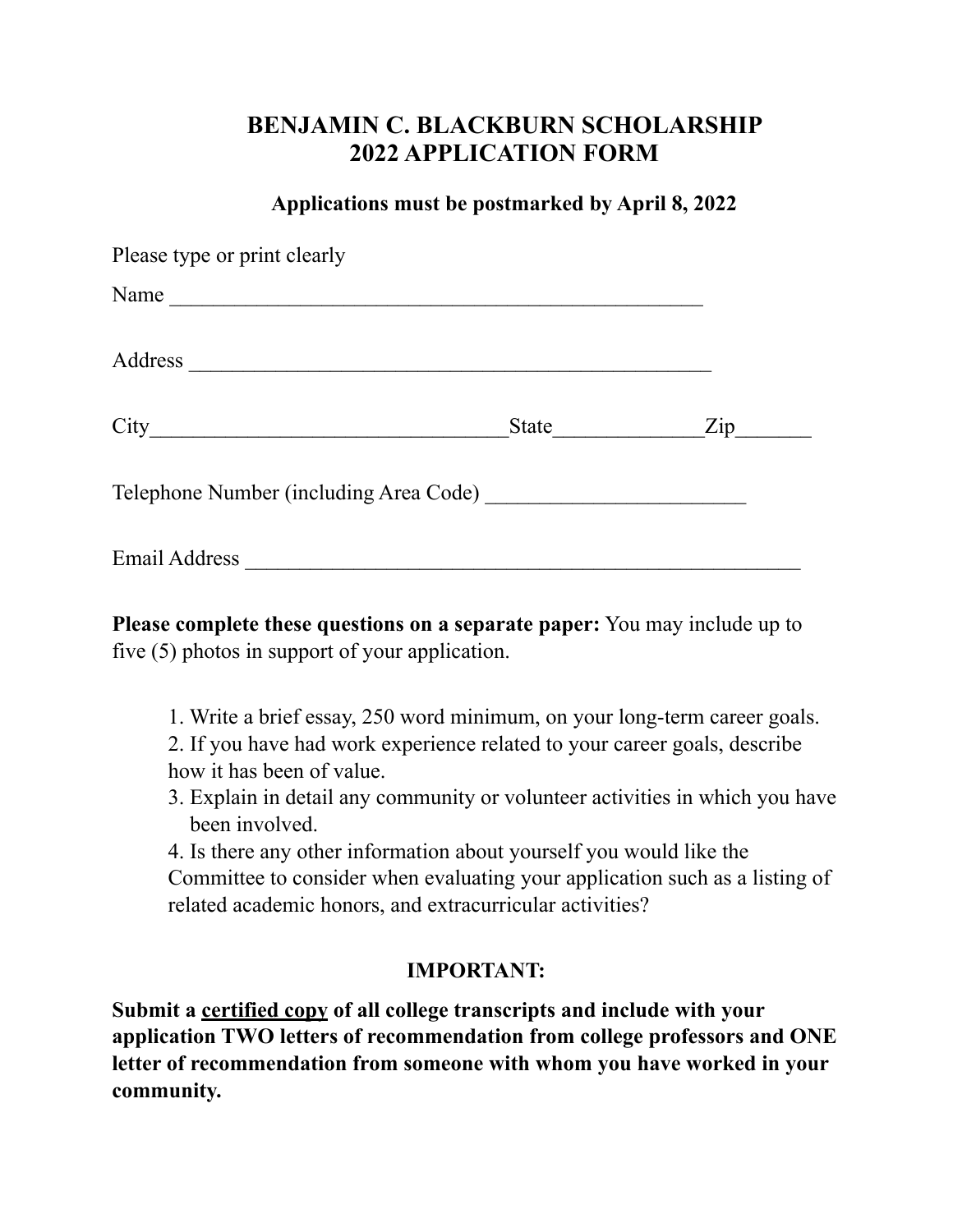# BENJAMIN C. BLACKBURN SCHOLARSHIP
# 2022 APPLICATION FORM

**Applications must be postmarked by April 8, 2022**

Please type or print clearly

Name ___________________________________________________

Address __________________________________________________

City________________________________State_____________Zip_______

Telephone Number (including Area Code) ________________________

Email Address ____________________________________________________

**Please complete these questions on a separate paper:** You may include up to five (5) photos in support of your application.

1. Write a brief essay, 250 word minimum, on your long-term career goals.
2. If you have had work experience related to your career goals, describe how it has been of value.
3. Explain in detail any community or volunteer activities in which you have been involved.
4. Is there any other information about yourself you would like the Committee to consider when evaluating your application such as a listing of related academic honors, and extracurricular activities?

**IMPORTANT:**

**Submit a <u>certified copy</u> of all college transcripts and include with your application TWO letters of recommendation from college professors and ONE letter of recommendation from someone with whom you have worked in your community.**